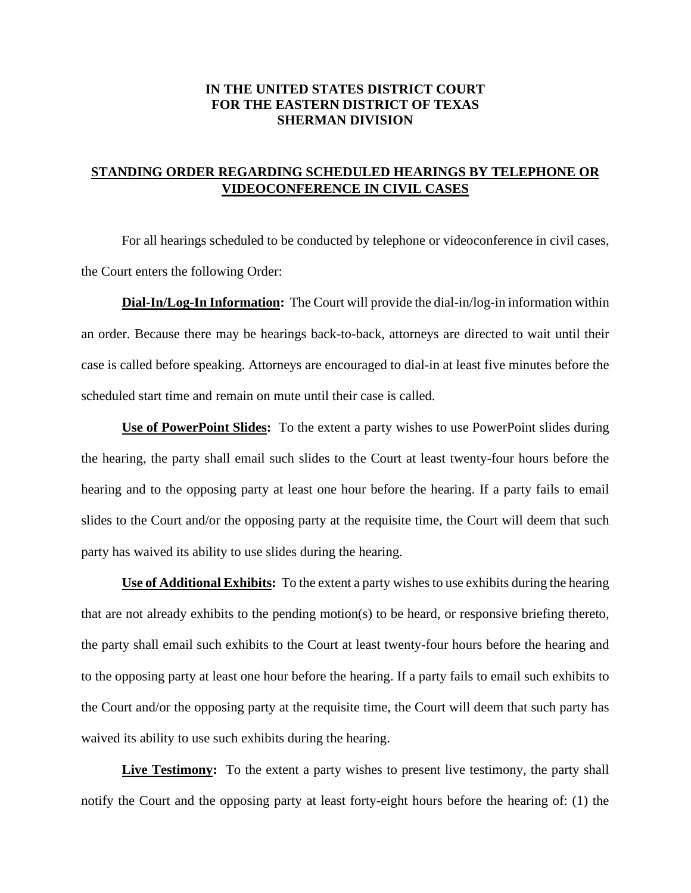**IN THE UNITED STATES DISTRICT COURT**
**FOR THE EASTERN DISTRICT OF TEXAS**
**SHERMAN DIVISION**

# STANDING ORDER REGARDING SCHEDULED HEARINGS BY TELEPHONE OR VIDEOCONFERENCE IN CIVIL CASES

For all hearings scheduled to be conducted by telephone or videoconference in civil cases, the Court enters the following Order:

**Dial-In/Log-In Information:** The Court will provide the dial-in/log-in information within an order. Because there may be hearings back-to-back, attorneys are directed to wait until their case is called before speaking. Attorneys are encouraged to dial-in at least five minutes before the scheduled start time and remain on mute until their case is called.

**Use of PowerPoint Slides:** To the extent a party wishes to use PowerPoint slides during the hearing, the party shall email such slides to the Court at least twenty-four hours before the hearing and to the opposing party at least one hour before the hearing. If a party fails to email slides to the Court and/or the opposing party at the requisite time, the Court will deem that such party has waived its ability to use slides during the hearing.

**Use of Additional Exhibits:** To the extent a party wishes to use exhibits during the hearing that are not already exhibits to the pending motion(s) to be heard, or responsive briefing thereto, the party shall email such exhibits to the Court at least twenty-four hours before the hearing and to the opposing party at least one hour before the hearing. If a party fails to email such exhibits to the Court and/or the opposing party at the requisite time, the Court will deem that such party has waived its ability to use such exhibits during the hearing.

**Live Testimony:** To the extent a party wishes to present live testimony, the party shall notify the Court and the opposing party at least forty-eight hours before the hearing of: (1) the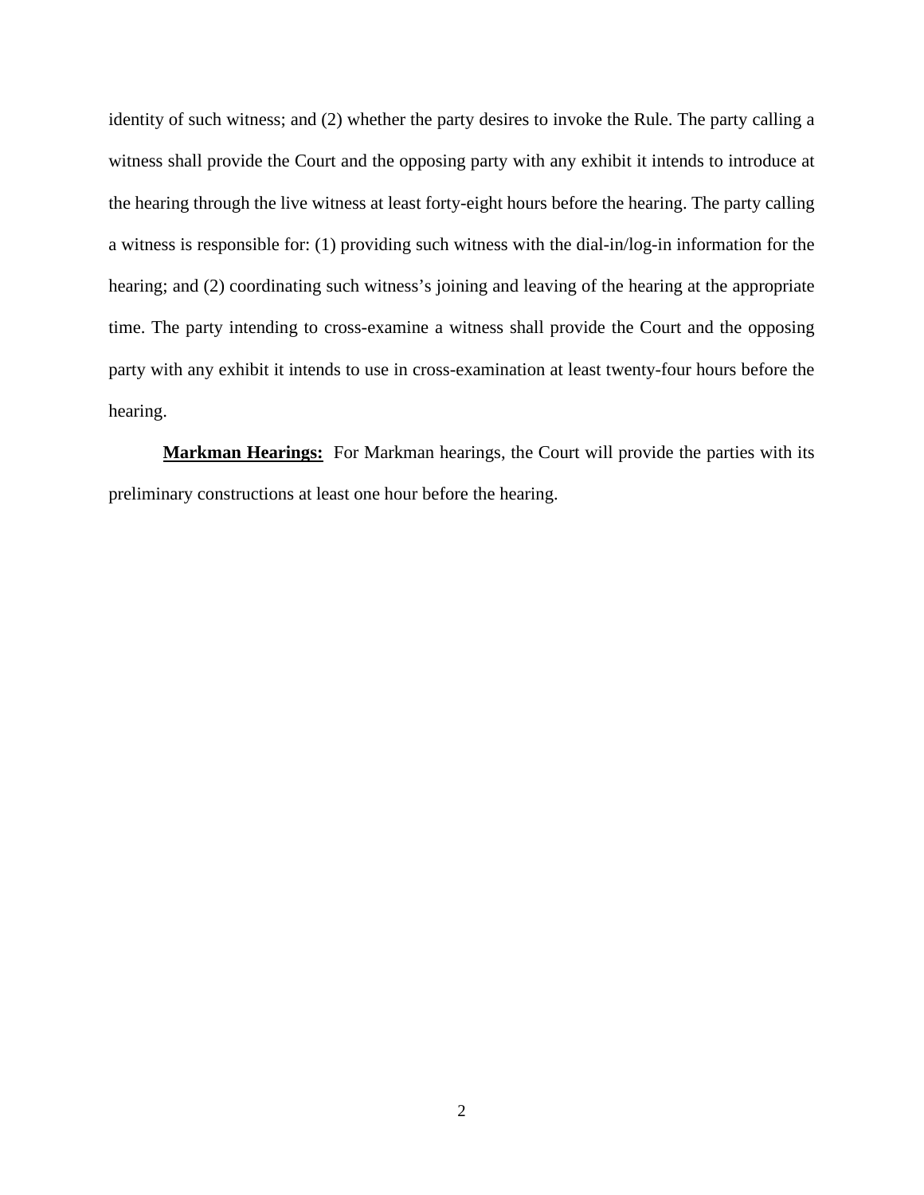identity of such witness; and (2) whether the party desires to invoke the Rule. The party calling a witness shall provide the Court and the opposing party with any exhibit it intends to introduce at the hearing through the live witness at least forty-eight hours before the hearing. The party calling a witness is responsible for: (1) providing such witness with the dial-in/log-in information for the hearing; and (2) coordinating such witness's joining and leaving of the hearing at the appropriate time. The party intending to cross-examine a witness shall provide the Court and the opposing party with any exhibit it intends to use in cross-examination at least twenty-four hours before the hearing.

**Markman Hearings:** For Markman hearings, the Court will provide the parties with its preliminary constructions at least one hour before the hearing.